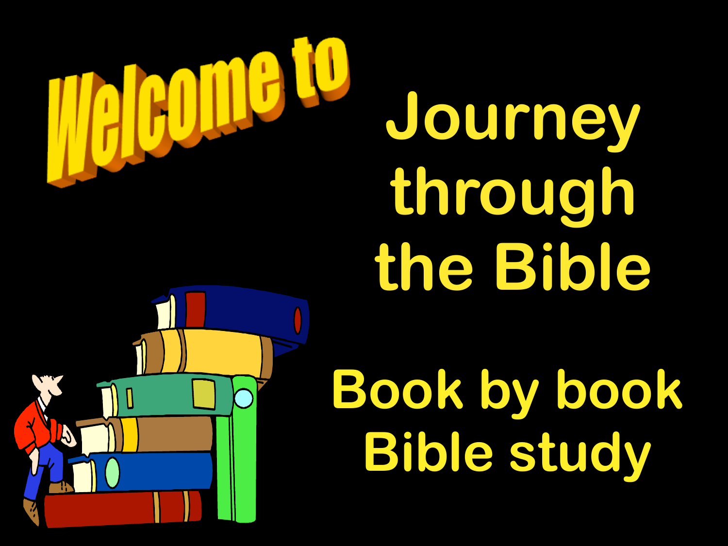# Welcome to

# Journey through the Bible

## Book by book Bible study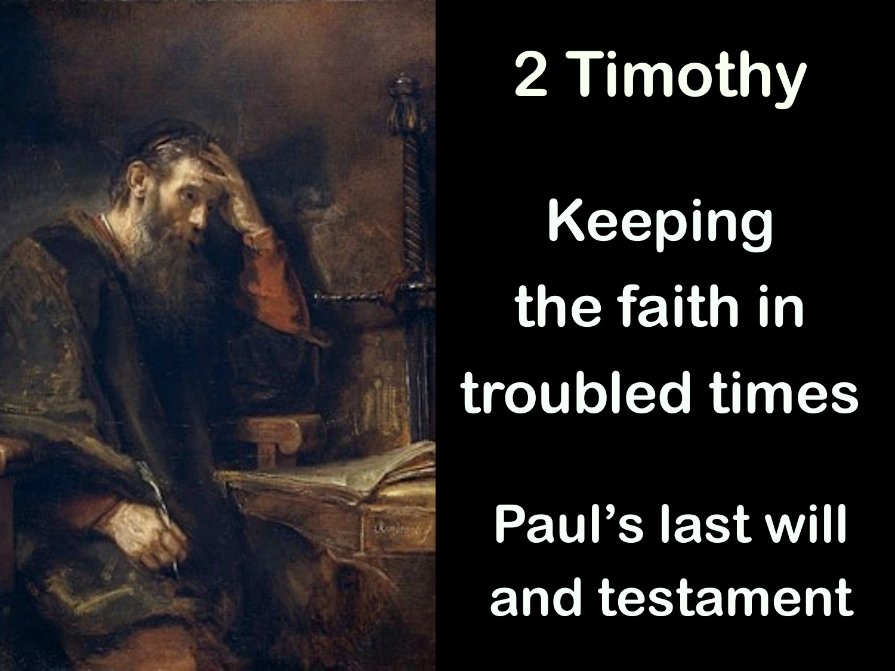# 2 Timothy

## Keeping the faith in troubled times

## Paul's last will and testament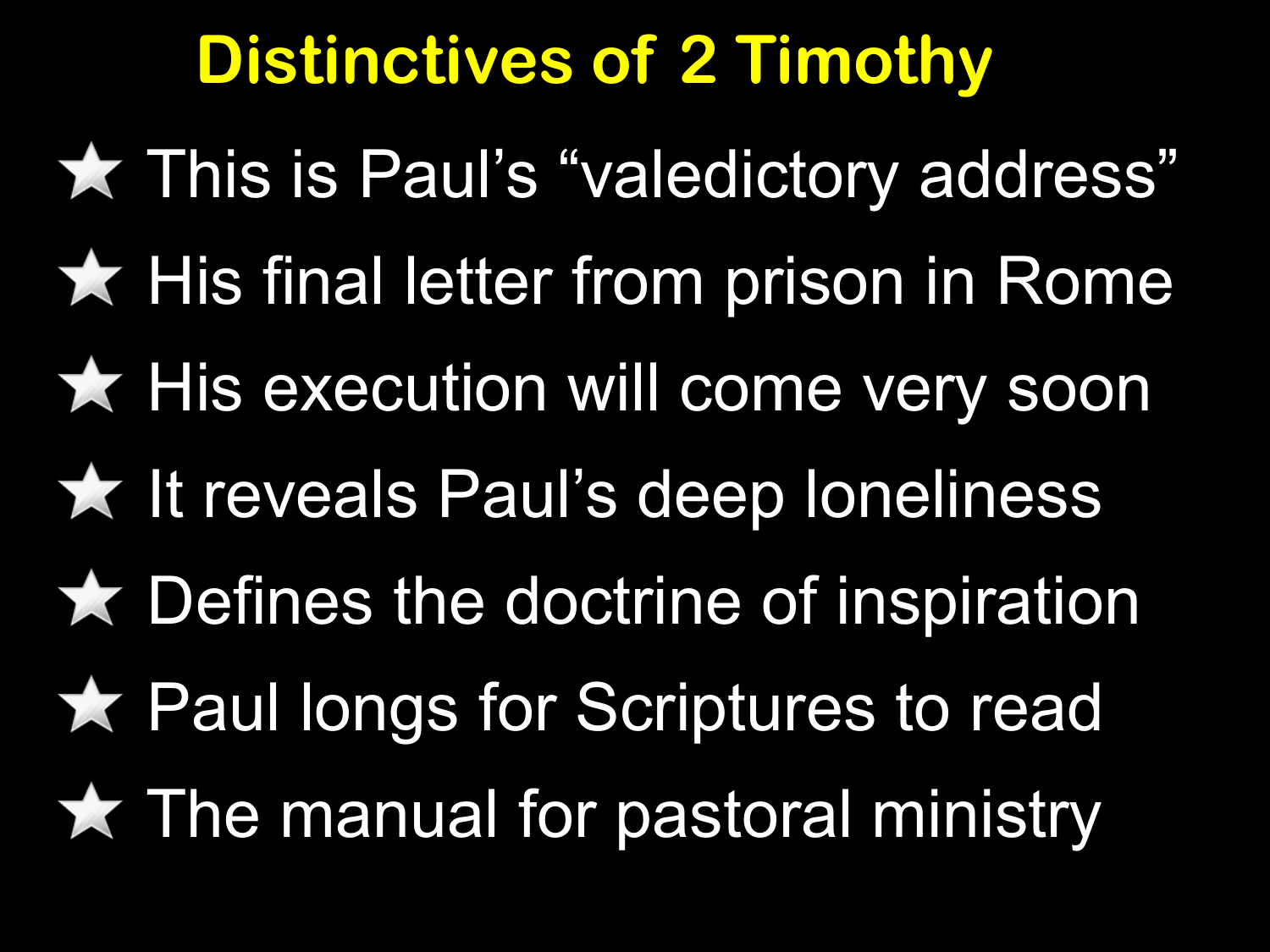# Distinctives of 2 Timothy

- This is Paul's "valedictory address"
- His final letter from prison in Rome
- His execution will come very soon
- It reveals Paul's deep loneliness
- Defines the doctrine of inspiration
- Paul longs for Scriptures to read
- The manual for pastoral ministry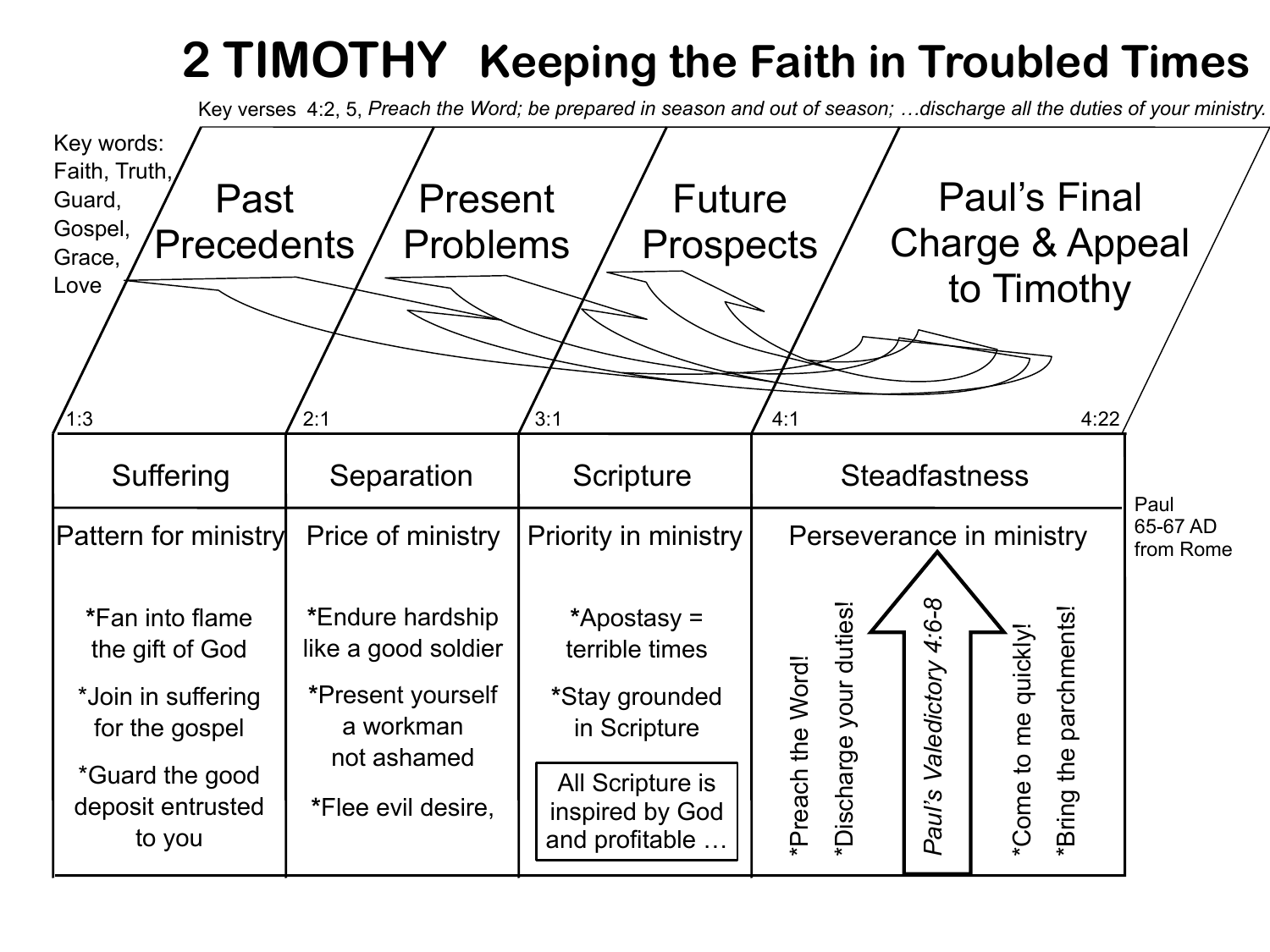# 2 TIMOTHY Keeping the Faith in Troubled Times

Key verses 4:2, 5, *Preach the Word; be prepared in season and out of season; …discharge all the duties of your ministry.*

Key words: Faith, Truth, Guard, Gospel, Grace, Love

| Past Precedents | Present Problems | Future Prospects | Paul's Final Charge & Appeal to Timothy |
|---|---|---|---|
| 1:3 | 2:1 | 3:1 | 4:1 – 4:22 |
| Suffering | Separation | Scripture | Steadfastness |
| Pattern for ministry | Price of ministry | Priority in ministry | Perseverance in ministry |
| *Fan into flame the gift of God<br>*Join in suffering for the gospel<br>*Guard the good deposit entrusted to you | *Endure hardship like a good soldier<br>*Present yourself a workman not ashamed<br>*Flee evil desire, | *Apostasy = terrible times<br>*Stay grounded in Scripture<br>All Scripture is inspired by God and profitable … | *Preach the Word!<br>*Discharge your duties!<br>*Paul's Valedictory 4:6-8*<br>*Come to me quickly!<br>*Bring the parchments! |

Paul
65-67 AD
from Rome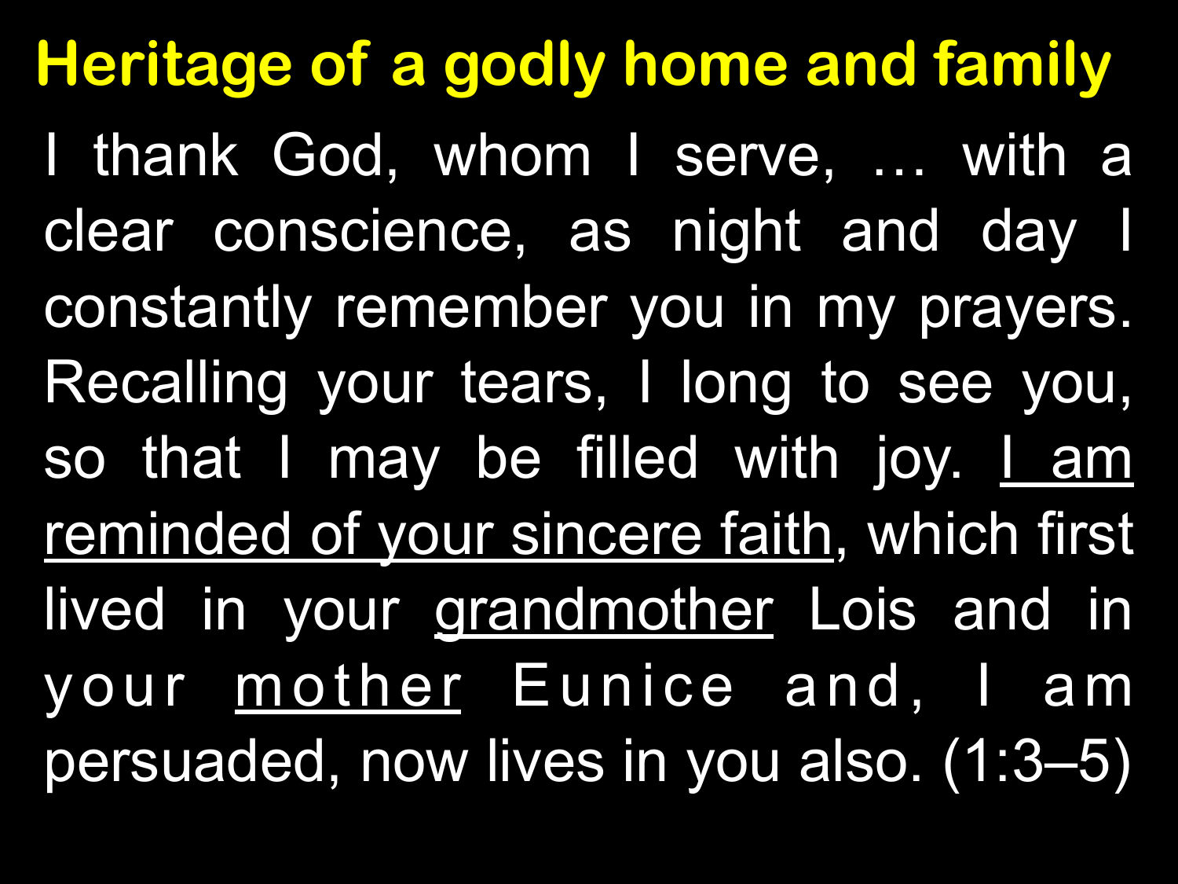# Heritage of a godly home and family

I thank God, whom I serve, … with a clear conscience, as night and day I constantly remember you in my prayers. Recalling your tears, I long to see you, so that I may be filled with joy. <u>I am reminded of your sincere faith</u>, which first lived in your <u>grandmother</u> Lois and in your <u>mother</u> Eunice and, I am persuaded, now lives in you also. (1:3–5)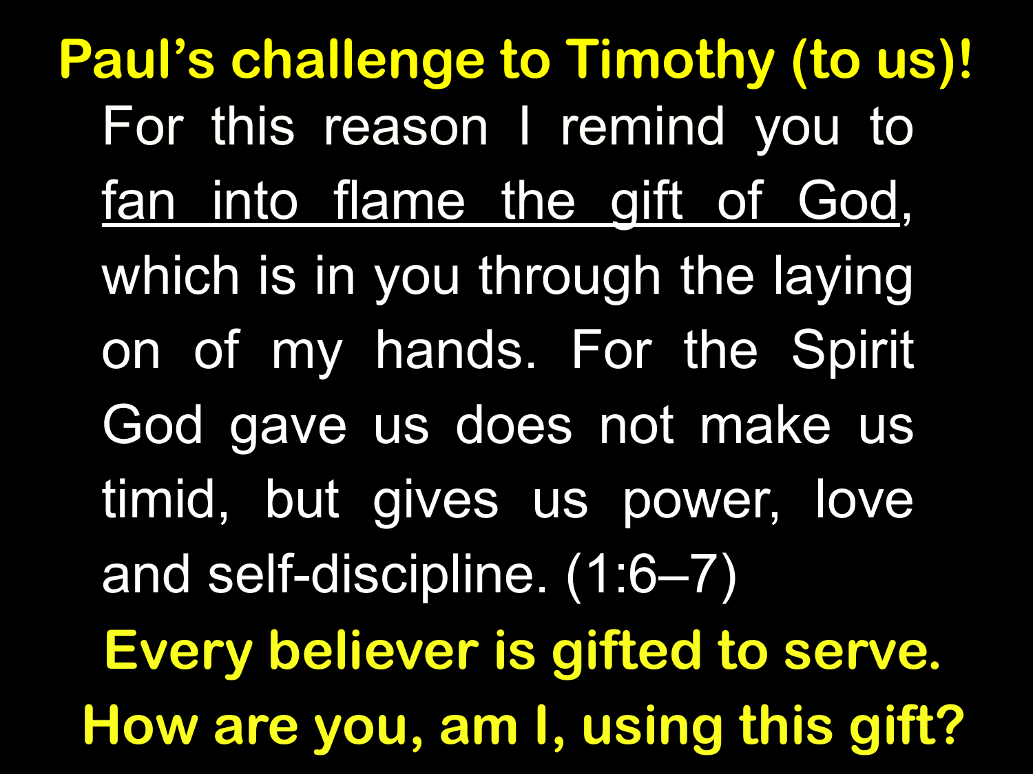# Paul's challenge to Timothy (to us)!

For this reason I remind you to <u>fan into flame the gift of God</u>, which is in you through the laying on of my hands. For the Spirit God gave us does not make us timid, but gives us power, love and self-discipline. (1:6–7)

**Every believer is gifted to serve.**

**How are you, am I, using this gift?**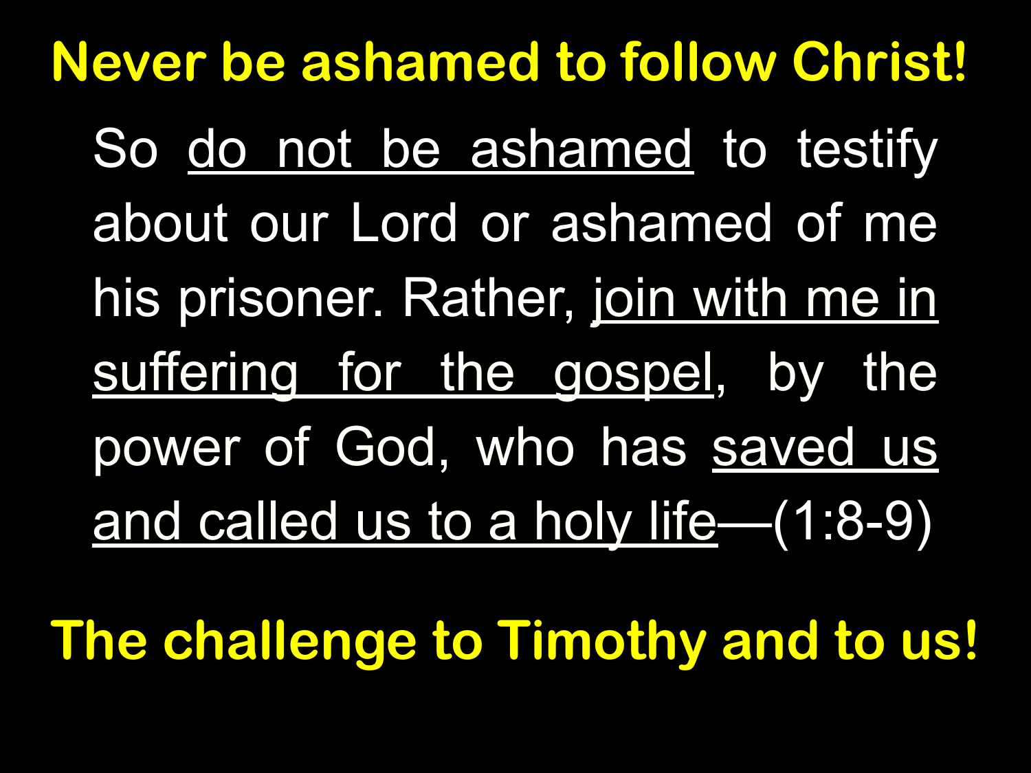## Never be ashamed to follow Christ!

So <u>do not be ashamed</u> to testify about our Lord or ashamed of me his prisoner. Rather, <u>join with me in suffering for the gospel</u>, by the power of God, who has <u>saved us and called us to a holy life</u>—(1:8-9)

## The challenge to Timothy and to us!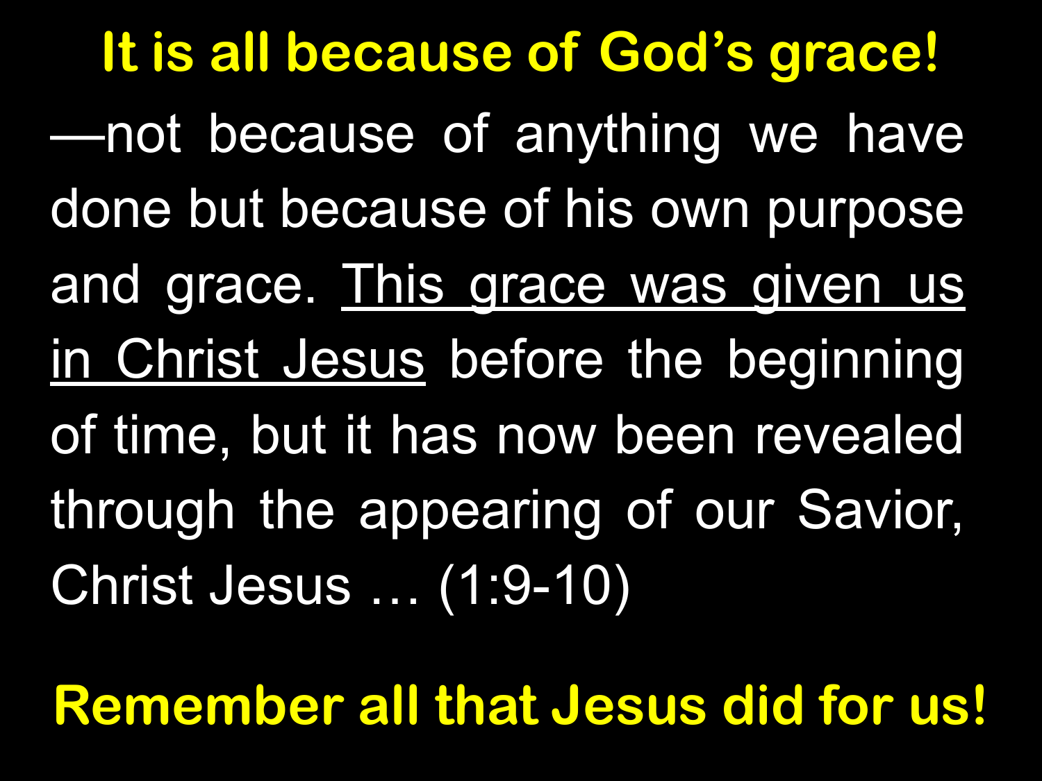# It is all because of God's grace!

—not because of anything we have done but because of his own purpose and grace. <u>This grace was given us in Christ Jesus</u> before the beginning of time, but it has now been revealed through the appearing of our Savior, Christ Jesus … (1:9-10)

**Remember all that Jesus did for us!**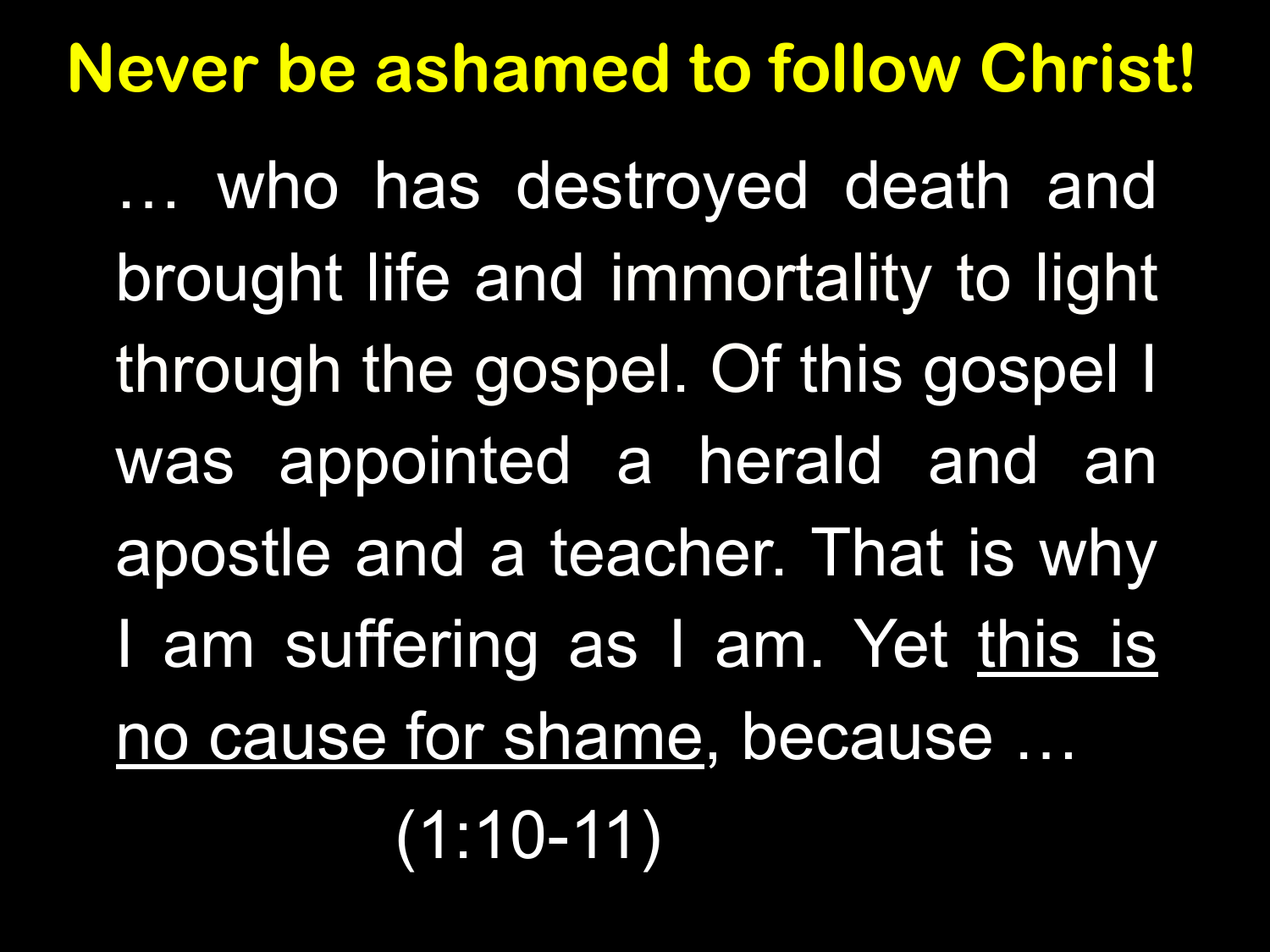# Never be ashamed to follow Christ!

… who has destroyed death and brought life and immortality to light through the gospel. Of this gospel I was appointed a herald and an apostle and a teacher. That is why I am suffering as I am. Yet <u>this is no cause for shame</u>, because …

(1:10-11)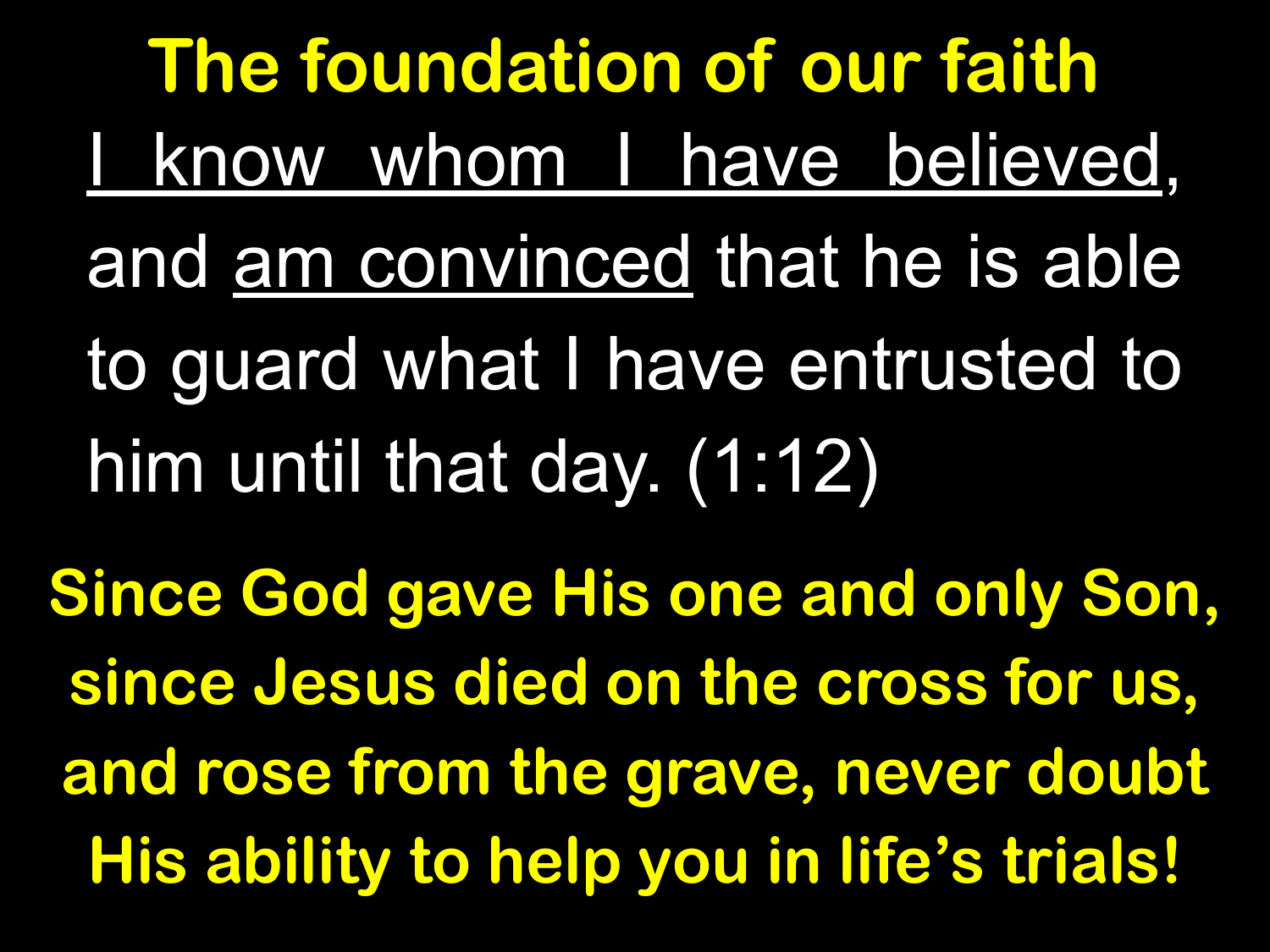# The foundation of our faith

<u>I know whom I have believed</u>, and <u>am convinced</u> that he is able to guard what I have entrusted to him until that day. (1:12)

**Since God gave His one and only Son, since Jesus died on the cross for us, and rose from the grave, never doubt His ability to help you in life's trials!**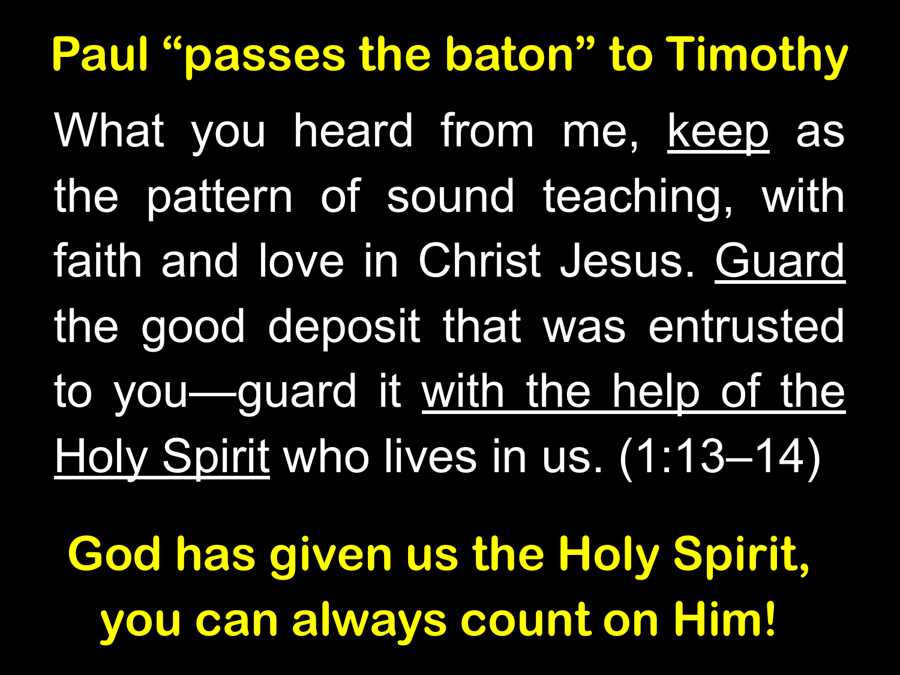# Paul "passes the baton" to Timothy

What you heard from me, <u>keep</u> as the pattern of sound teaching, with faith and love in Christ Jesus. <u>Guard</u> the good deposit that was entrusted to you—guard it <u>with the help of the Holy Spirit</u> who lives in us. (1:13–14)

**God has given us the Holy Spirit, you can always count on Him!**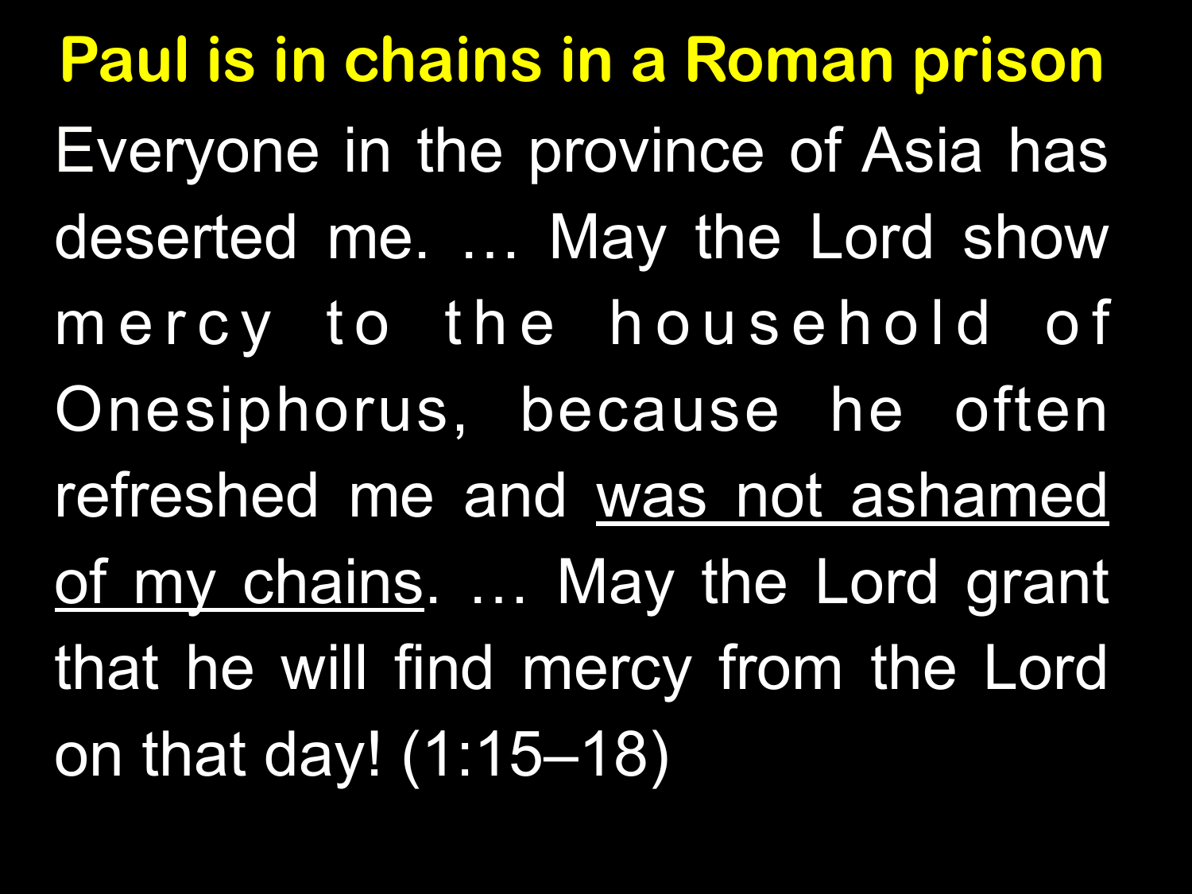# Paul is in chains in a Roman prison

Everyone in the province of Asia has deserted me. … May the Lord show mercy to the household of Onesiphorus, because he often refreshed me and <u>was not ashamed of my chains</u>. … May the Lord grant that he will find mercy from the Lord on that day! (1:15–18)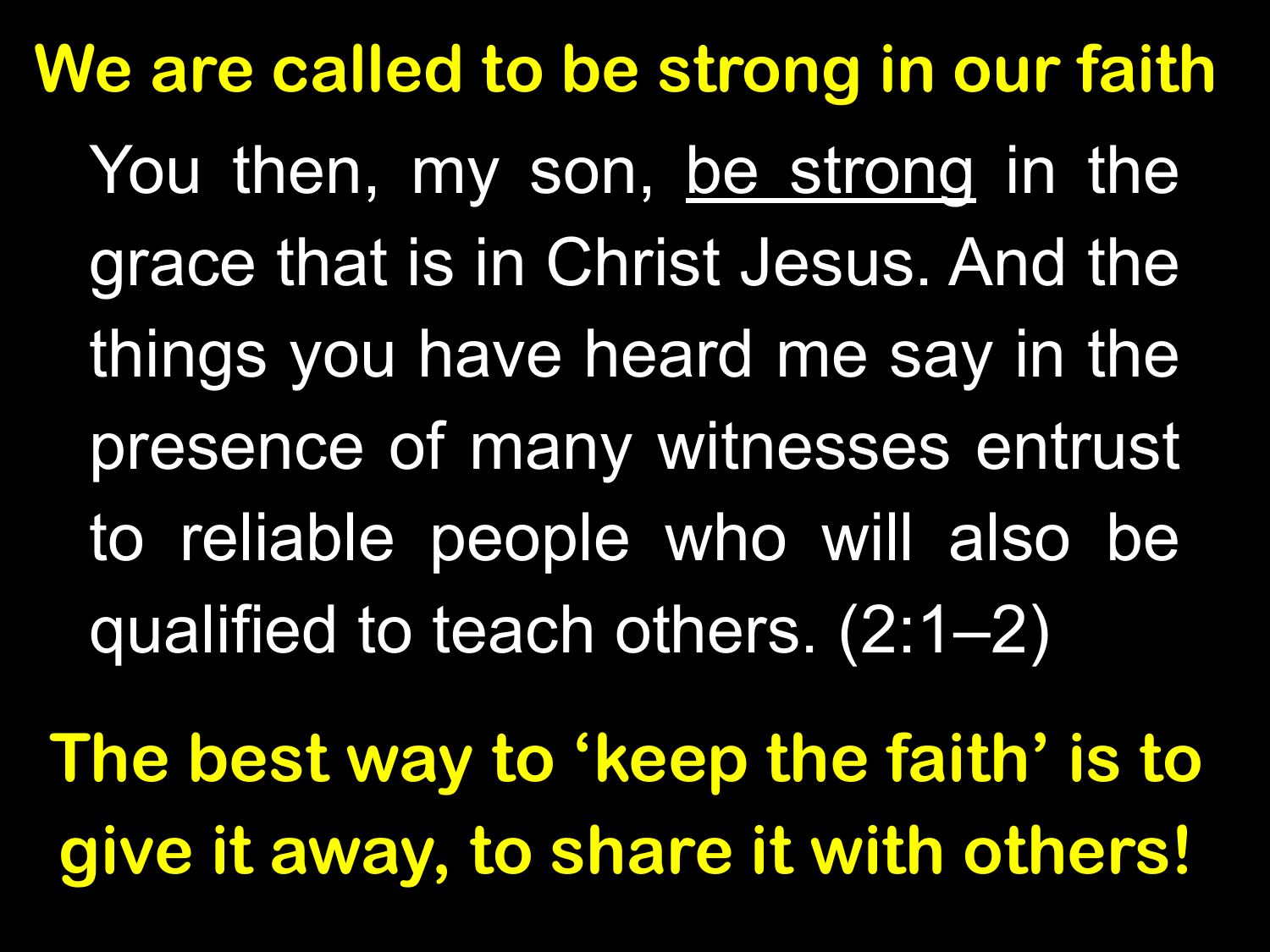## We are called to be strong in our faith

You then, my son, <u>be strong</u> in the grace that is in Christ Jesus. And the things you have heard me say in the presence of many witnesses entrust to reliable people who will also be qualified to teach others. (2:1–2)

**The best way to ‘keep the faith’ is to give it away, to share it with others!**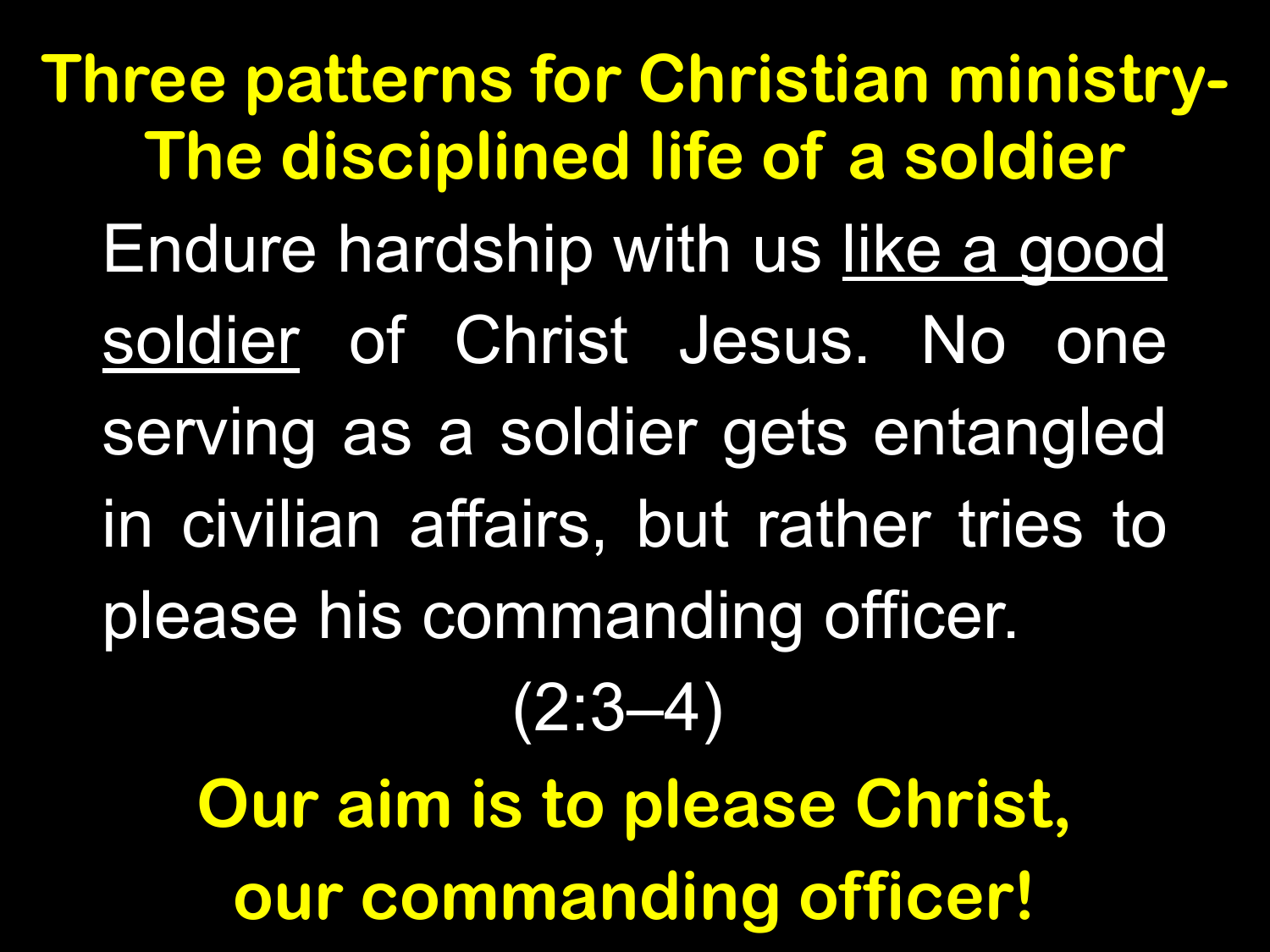# Three patterns for Christian ministry- The disciplined life of a soldier

Endure hardship with us <u>like a good soldier</u> of Christ Jesus. No one serving as a soldier gets entangled in civilian affairs, but rather tries to please his commanding officer.

(2:3–4)

**Our aim is to please Christ, our commanding officer!**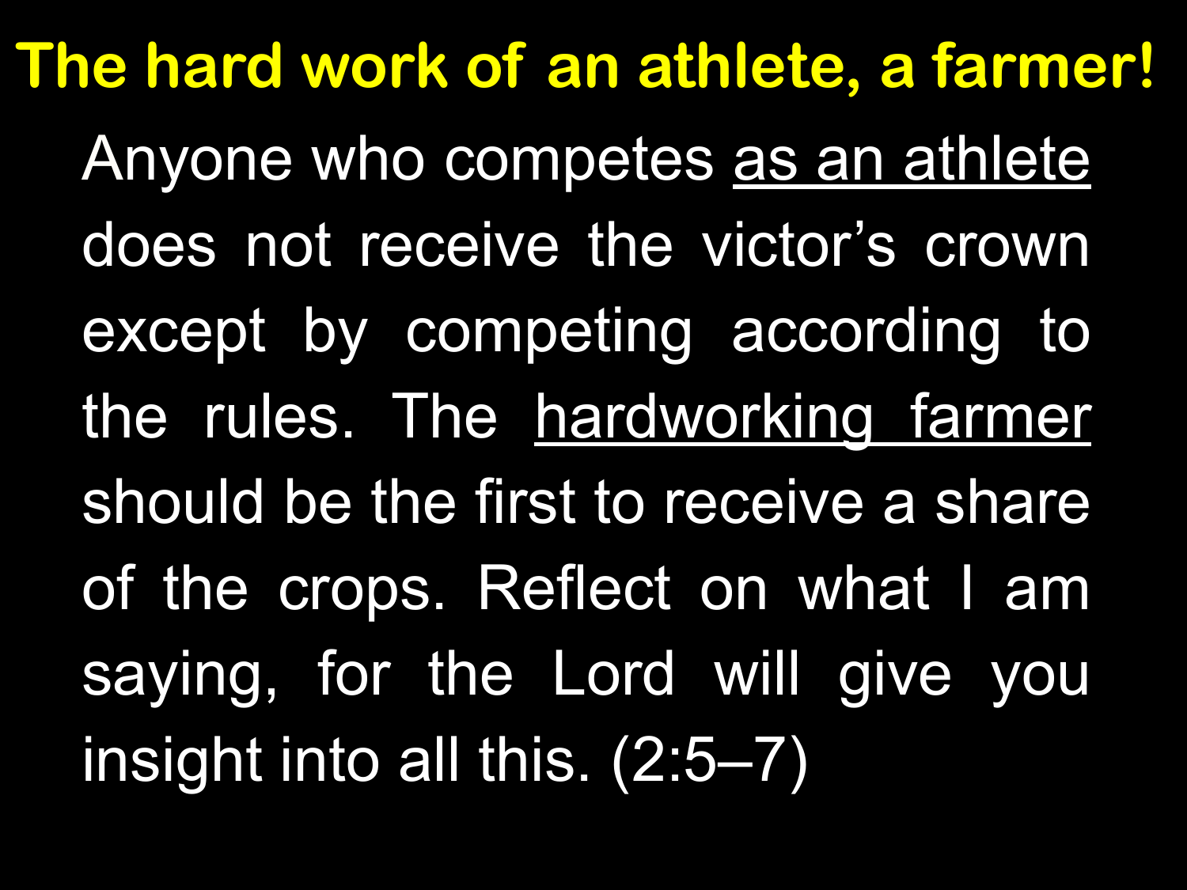# The hard work of an athlete, a farmer!

Anyone who competes as an athlete does not receive the victor's crown except by competing according to the rules. The hardworking farmer should be the first to receive a share of the crops. Reflect on what I am saying, for the Lord will give you insight into all this. (2:5–7)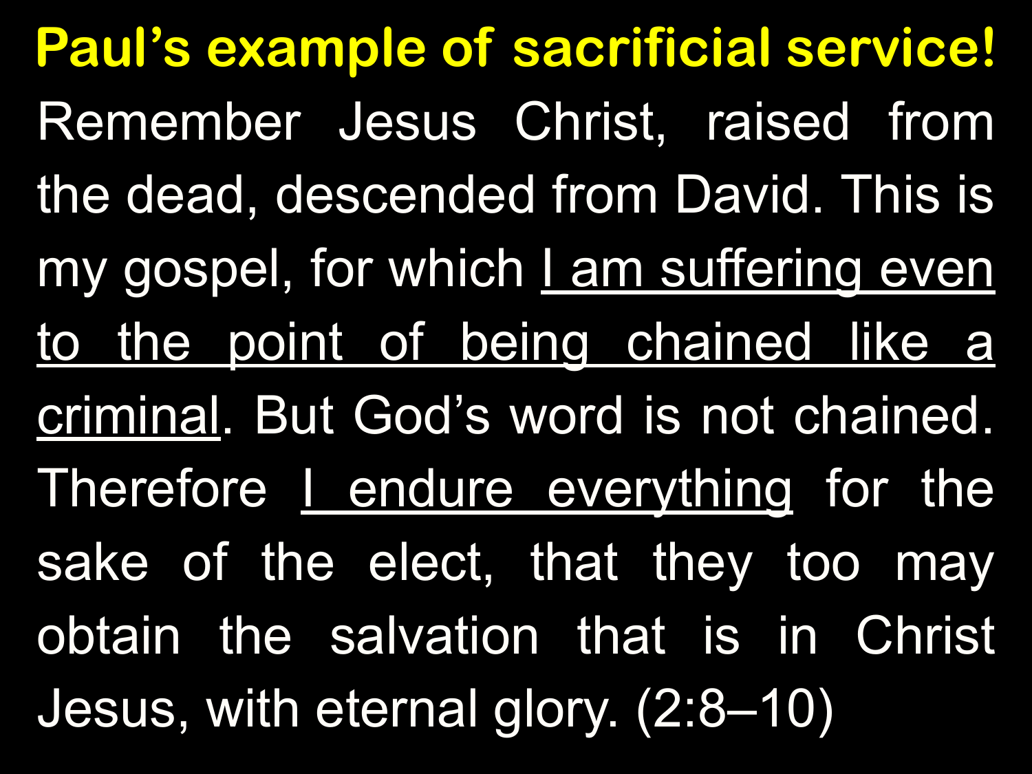# Paul's example of sacrificial service!

Remember Jesus Christ, raised from the dead, descended from David. This is my gospel, for which <u>I am suffering even to the point of being chained like a criminal</u>. But God's word is not chained. Therefore <u>I endure everything</u> for the sake of the elect, that they too may obtain the salvation that is in Christ Jesus, with eternal glory. (2:8–10)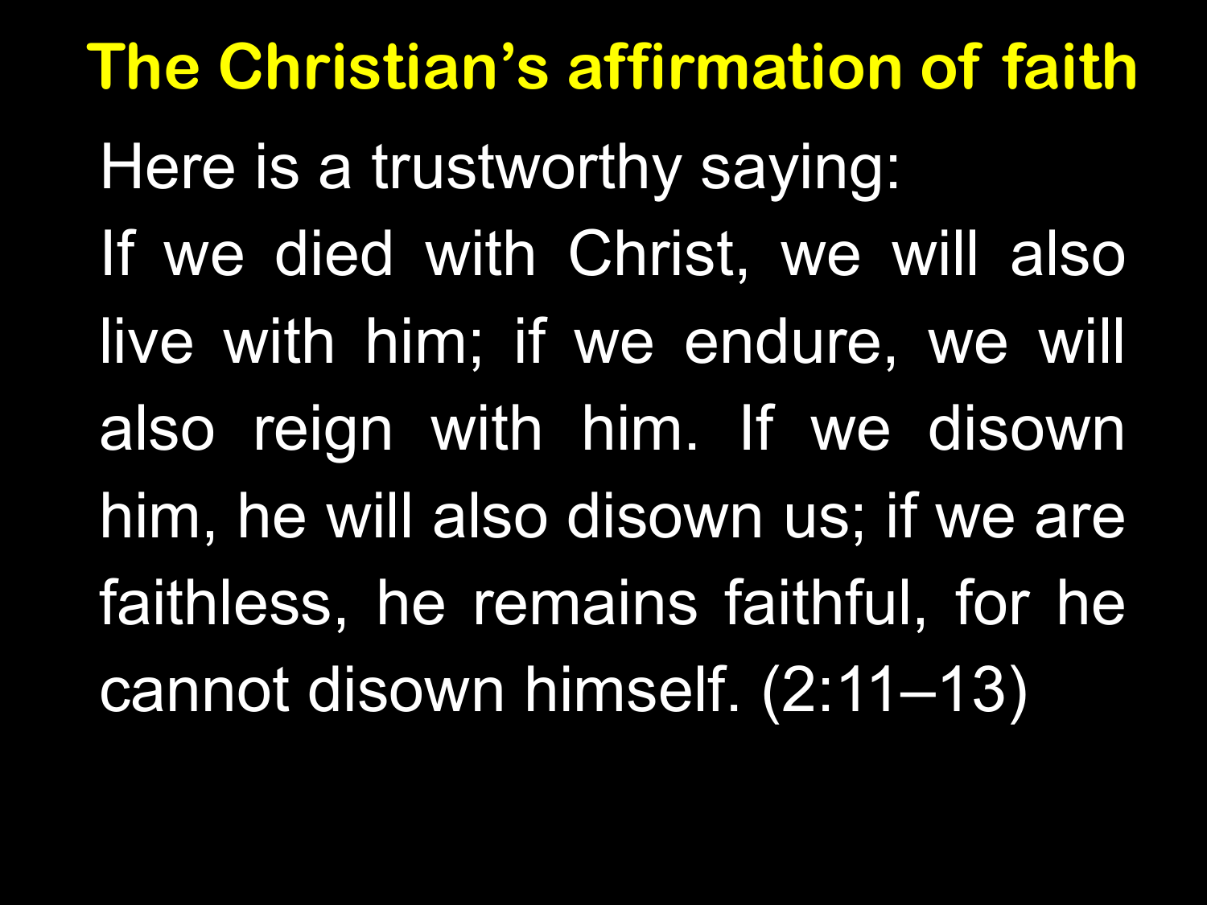# The Christian's affirmation of faith

Here is a trustworthy saying:

If we died with Christ, we will also live with him; if we endure, we will also reign with him. If we disown him, he will also disown us; if we are faithless, he remains faithful, for he cannot disown himself. (2:11–13)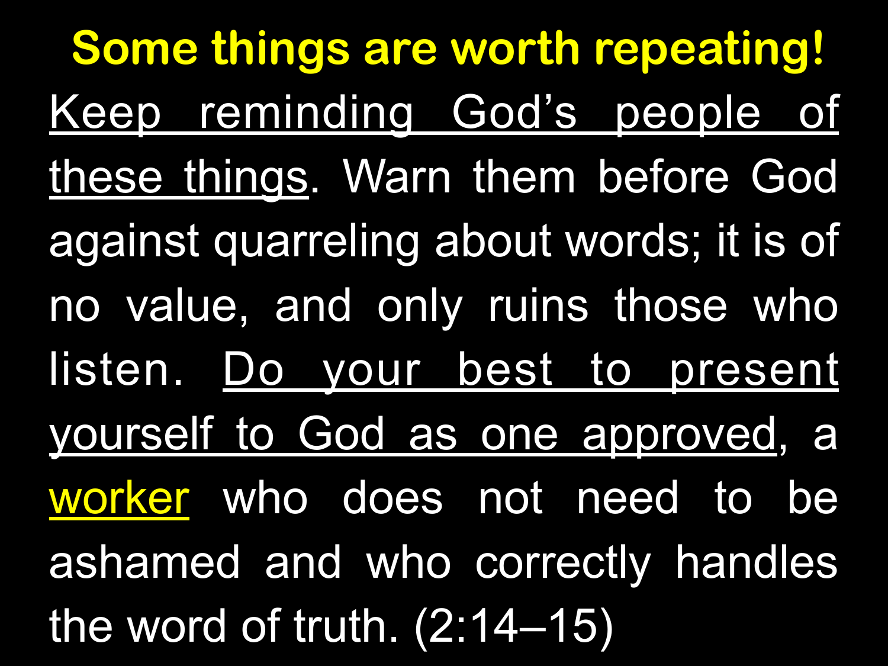# Some things are worth repeating!

Keep reminding God's people of these things. Warn them before God against quarreling about words; it is of no value, and only ruins those who listen. Do your best to present yourself to God as one approved, a worker who does not need to be ashamed and who correctly handles the word of truth. (2:14–15)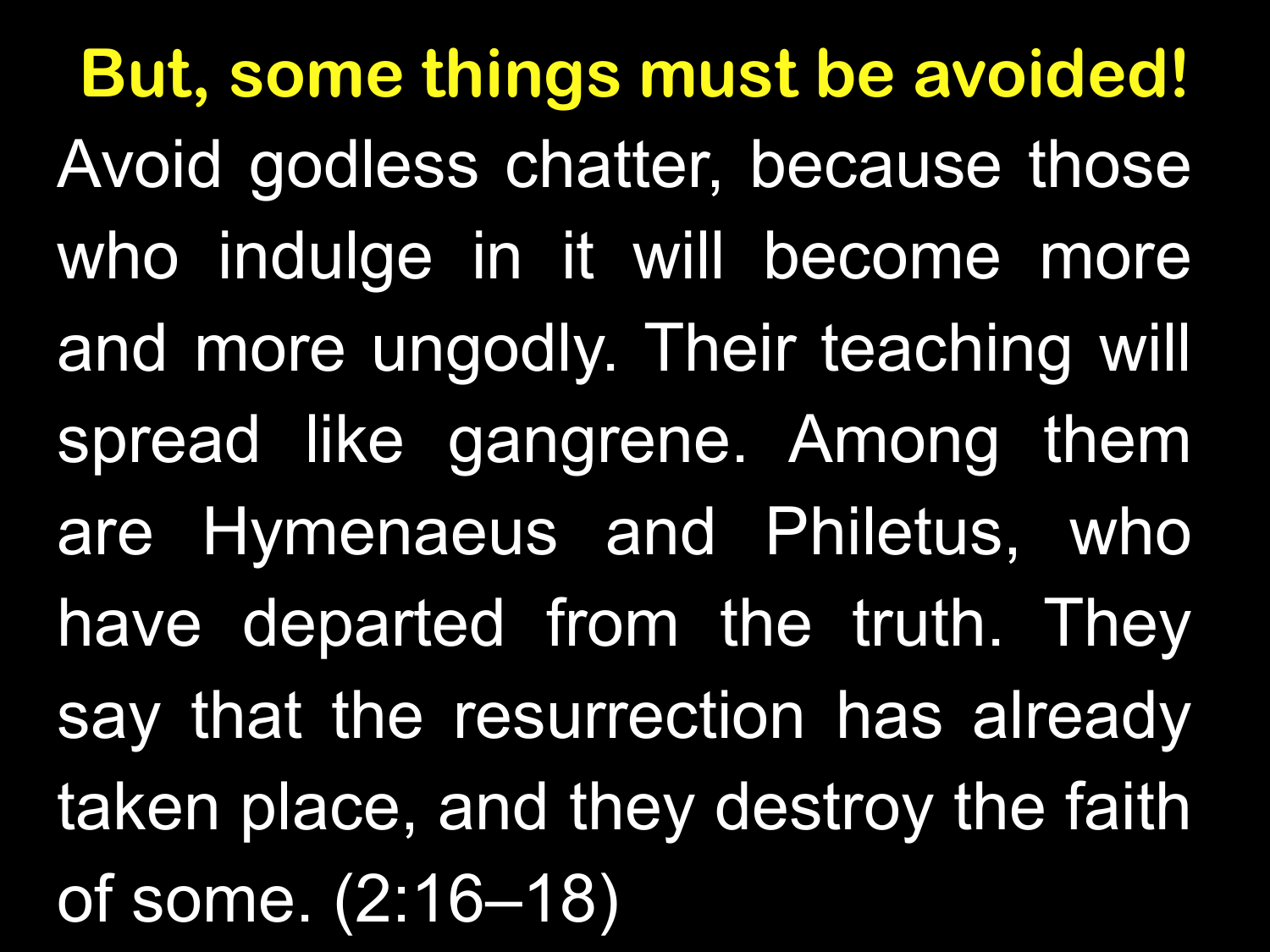# But, some things must be avoided!

Avoid godless chatter, because those who indulge in it will become more and more ungodly. Their teaching will spread like gangrene. Among them are Hymenaeus and Philetus, who have departed from the truth. They say that the resurrection has already taken place, and they destroy the faith of some. (2:16–18)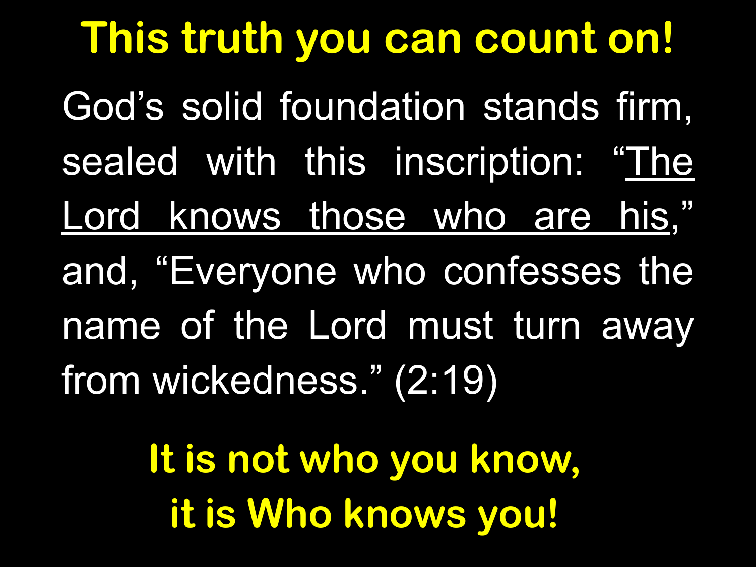# This truth you can count on!

God's solid foundation stands firm, sealed with this inscription: "<u>The Lord knows those who are his</u>," and, "Everyone who confesses the name of the Lord must turn away from wickedness." (2:19)

**It is not who you know,**
**it is Who knows you!**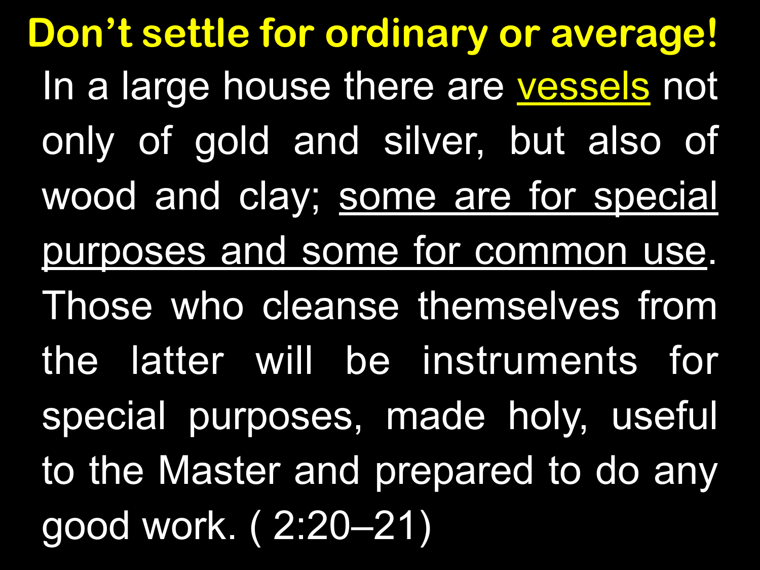# Don’t settle for ordinary or average!

In a large house there are vessels not only of gold and silver, but also of wood and clay; some are for special purposes and some for common use. Those who cleanse themselves from the latter will be instruments for special purposes, made holy, useful to the Master and prepared to do any good work. ( 2:20–21)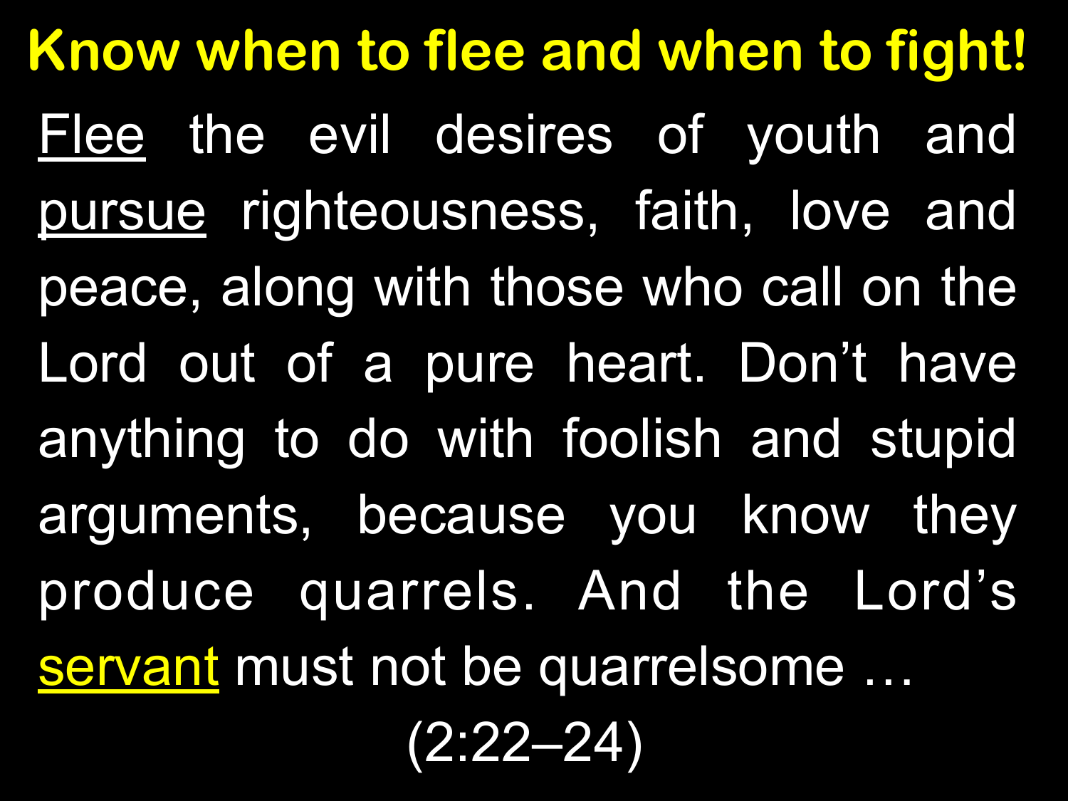# Know when to flee and when to fight!

<u>Flee</u> the evil desires of youth and <u>pursue</u> righteousness, faith, love and peace, along with those who call on the Lord out of a pure heart. Don't have anything to do with foolish and stupid arguments, because you know they produce quarrels. And the Lord's <u>servant</u> must not be quarrelsome …

(2:22–24)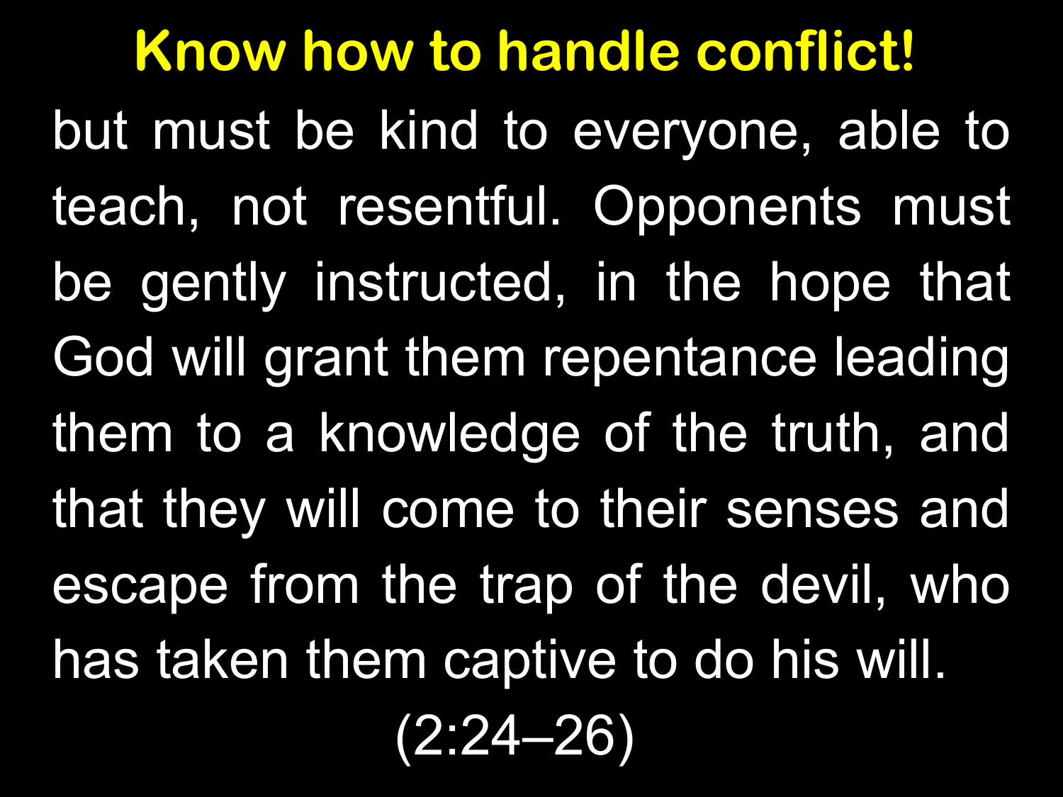# Know how to handle conflict!

but must be kind to everyone, able to teach, not resentful. Opponents must be gently instructed, in the hope that God will grant them repentance leading them to a knowledge of the truth, and that they will come to their senses and escape from the trap of the devil, who has taken them captive to do his will.

(2:24–26)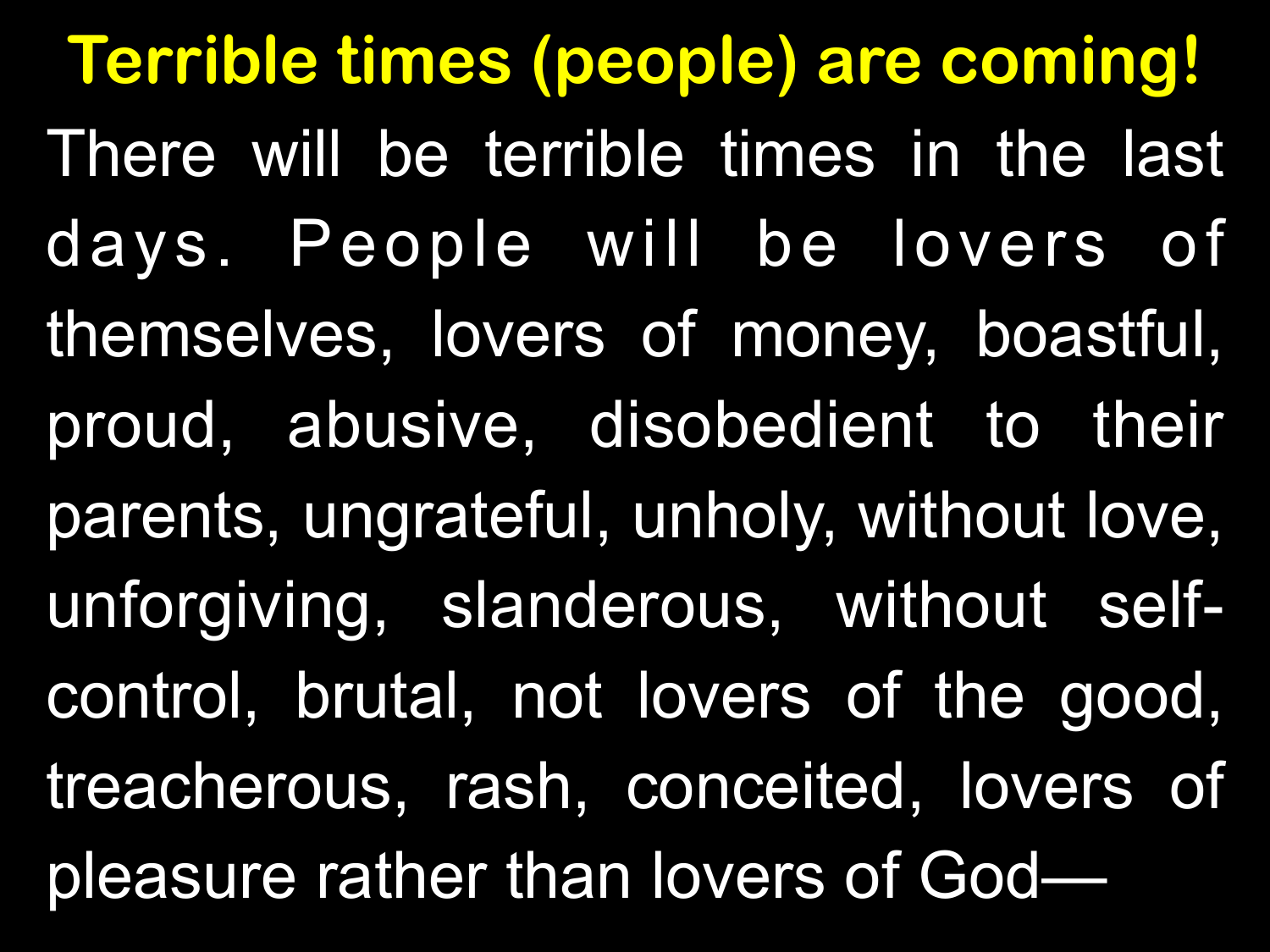# Terrible times (people) are coming!

There will be terrible times in the last days. People will be lovers of themselves, lovers of money, boastful, proud, abusive, disobedient to their parents, ungrateful, unholy, without love, unforgiving, slanderous, without self-control, brutal, not lovers of the good, treacherous, rash, conceited, lovers of pleasure rather than lovers of God—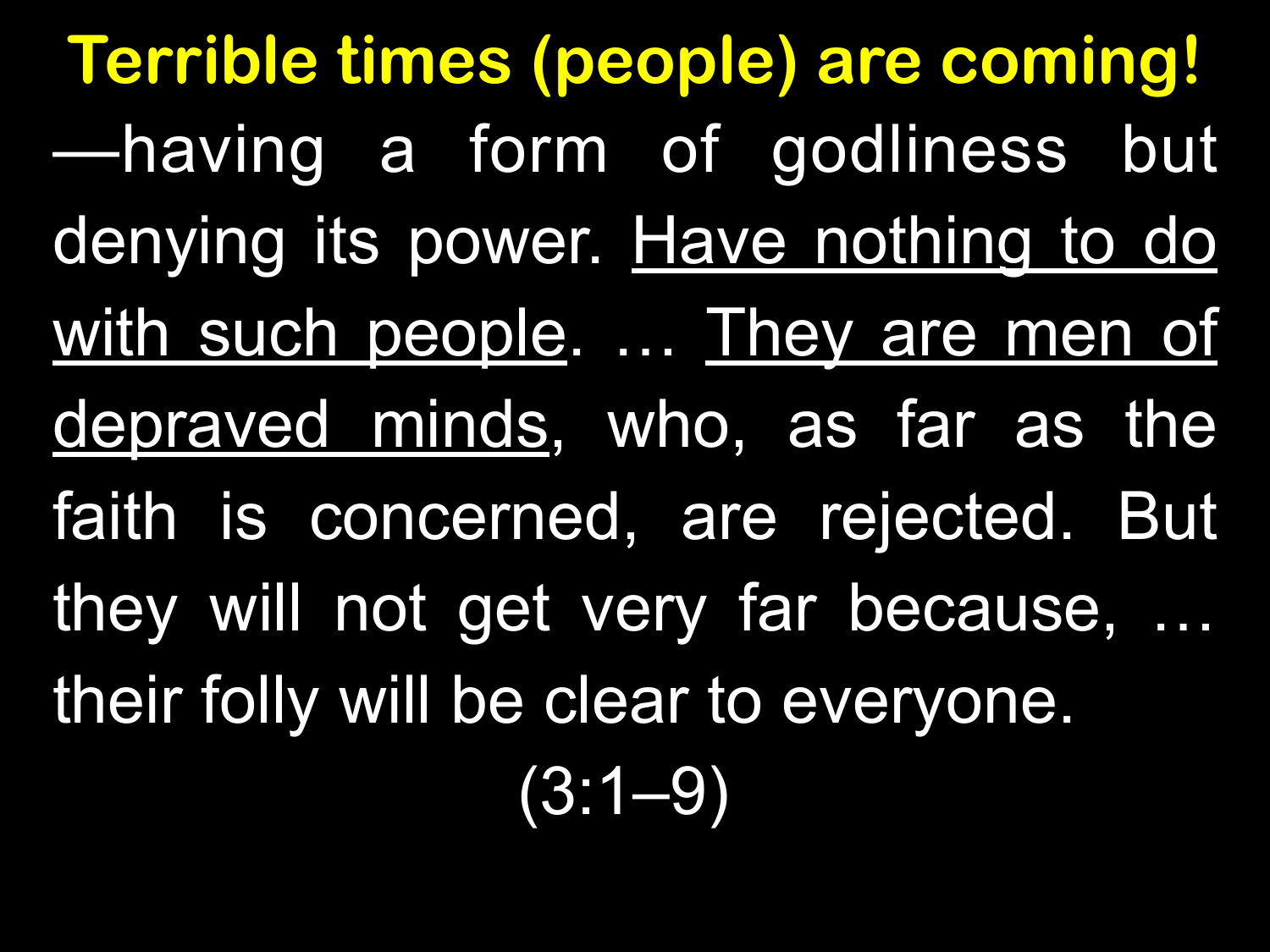# Terrible times (people) are coming!

—having a form of godliness but denying its power. <u>Have nothing to do with such people</u>. … <u>They are men of depraved minds</u>, who, as far as the faith is concerned, are rejected. But they will not get very far because, … their folly will be clear to everyone.

(3:1–9)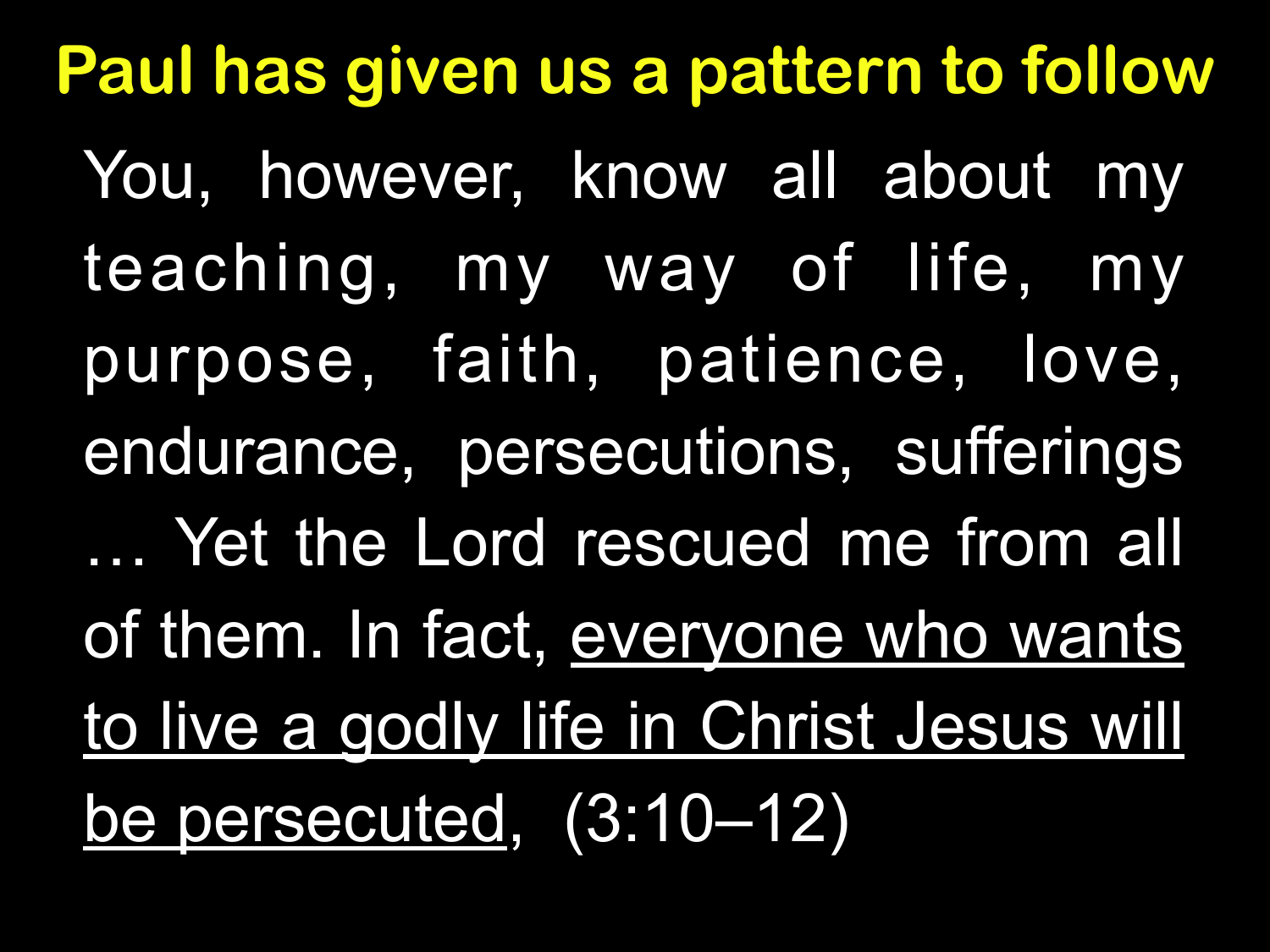# Paul has given us a pattern to follow

You, however, know all about my teaching, my way of life, my purpose, faith, patience, love, endurance, persecutions, sufferings … Yet the Lord rescued me from all of them. In fact, <u>everyone who wants to live a godly life in Christ Jesus will be persecuted</u>, (3:10–12)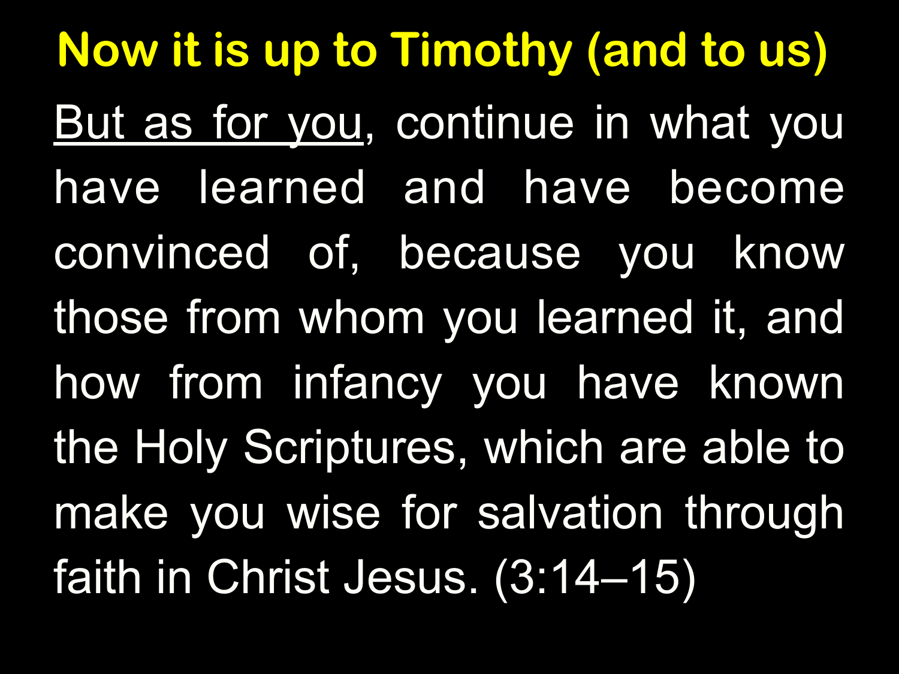# Now it is up to Timothy (and to us)

<u>But as for you</u>, continue in what you have learned and have become convinced of, because you know those from whom you learned it, and how from infancy you have known the Holy Scriptures, which are able to make you wise for salvation through faith in Christ Jesus. (3:14–15)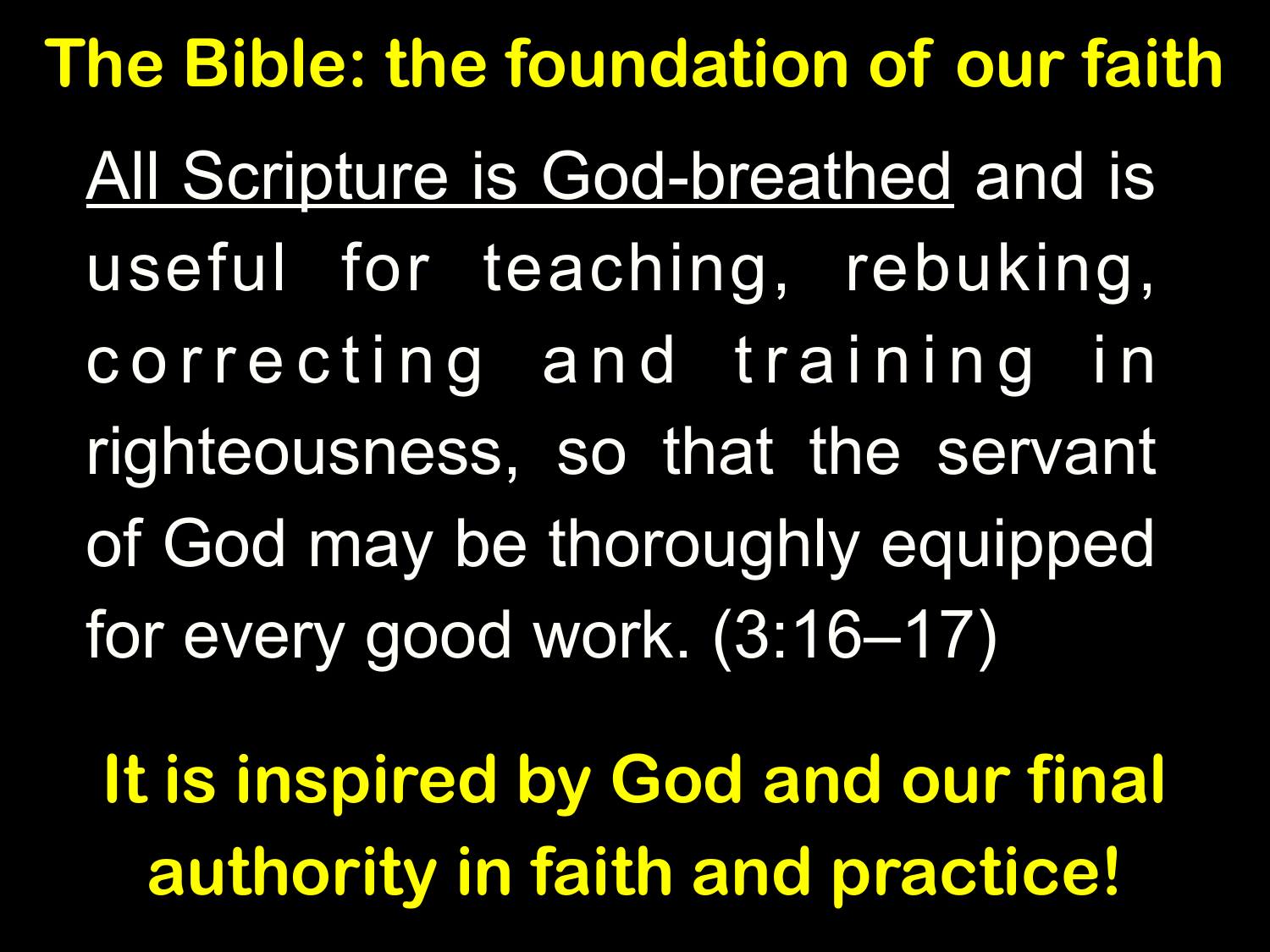# The Bible: the foundation of our faith

<u>All Scripture is God-breathed</u> and is useful for teaching, rebuking, correcting and training in righteousness, so that the servant of God may be thoroughly equipped for every good work. (3:16–17)

**It is inspired by God and our final authority in faith and practice!**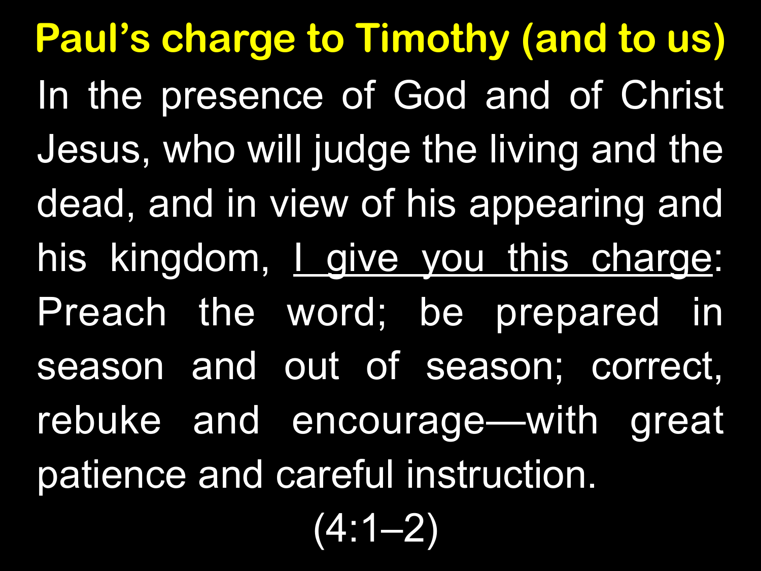# Paul's charge to Timothy (and to us)

In the presence of God and of Christ Jesus, who will judge the living and the dead, and in view of his appearing and his kingdom, <u>I give you this charge</u>: Preach the word; be prepared in season and out of season; correct, rebuke and encourage—with great patience and careful instruction.

(4:1–2)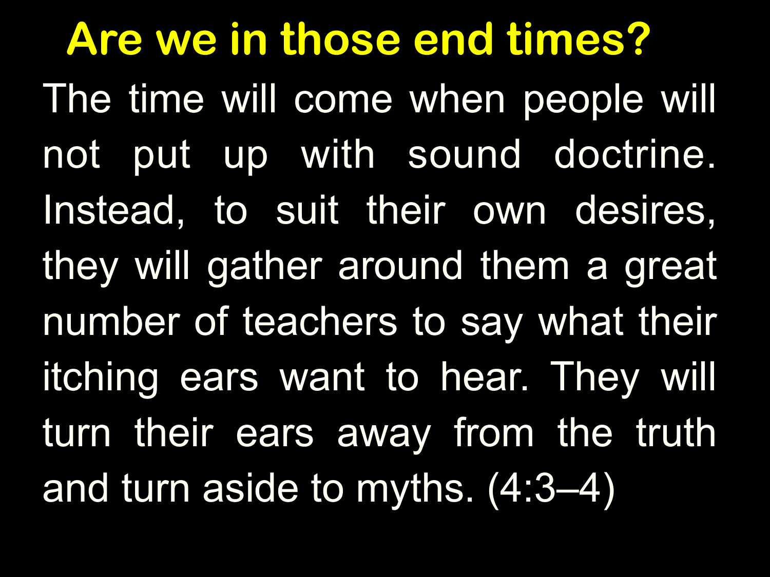# Are we in those end times?

The time will come when people will not put up with sound doctrine. Instead, to suit their own desires, they will gather around them a great number of teachers to say what their itching ears want to hear. They will turn their ears away from the truth and turn aside to myths. (4:3–4)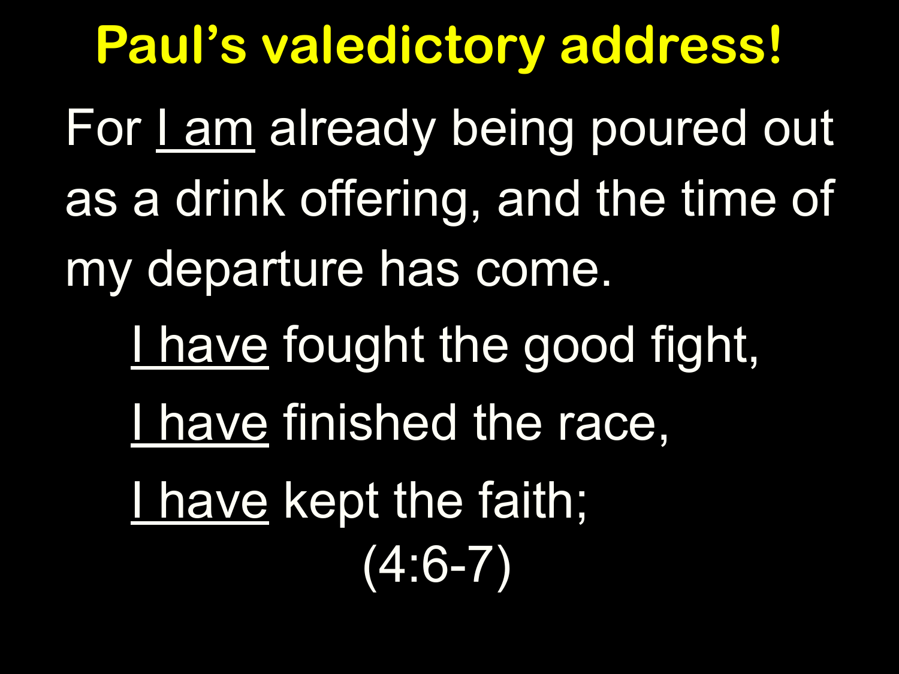# Paul's valedictory address!

For <u>I am</u> already being poured out as a drink offering, and the time of my departure has come.

<u>I have</u> fought the good fight,

<u>I have</u> finished the race,

<u>I have</u> kept the faith;

(4:6-7)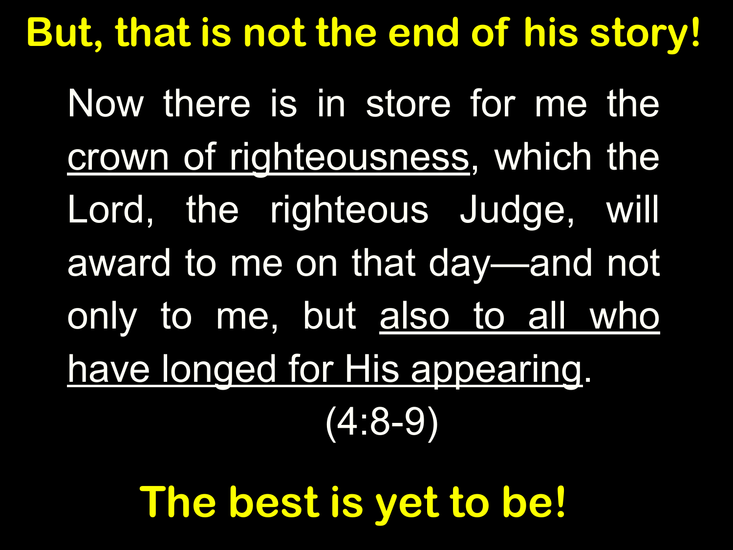# But, that is not the end of his story!

Now there is in store for me the <u>crown of righteousness</u>, which the Lord, the righteous Judge, will award to me on that day—and not only to me, but <u>also to all who have longed for His appearing</u>.

(4:8-9)

**The best is yet to be!**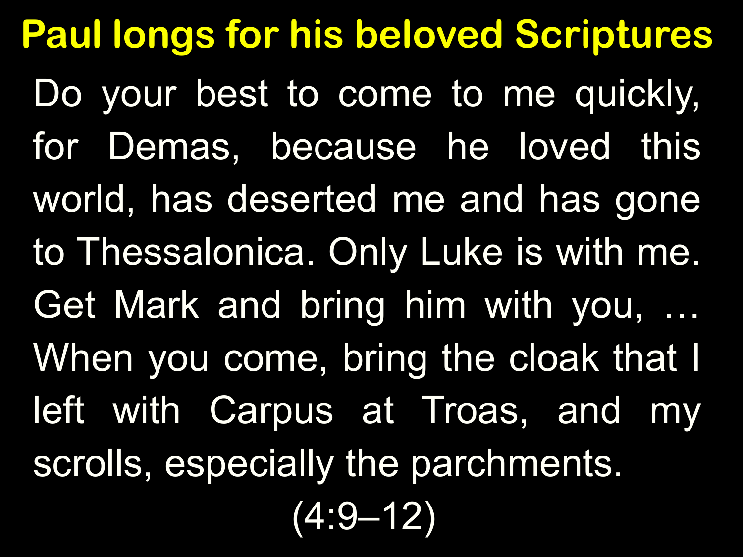# Paul longs for his beloved Scriptures

Do your best to come to me quickly, for Demas, because he loved this world, has deserted me and has gone to Thessalonica. Only Luke is with me. Get Mark and bring him with you, … When you come, bring the cloak that I left with Carpus at Troas, and my scrolls, especially the parchments.

(4:9–12)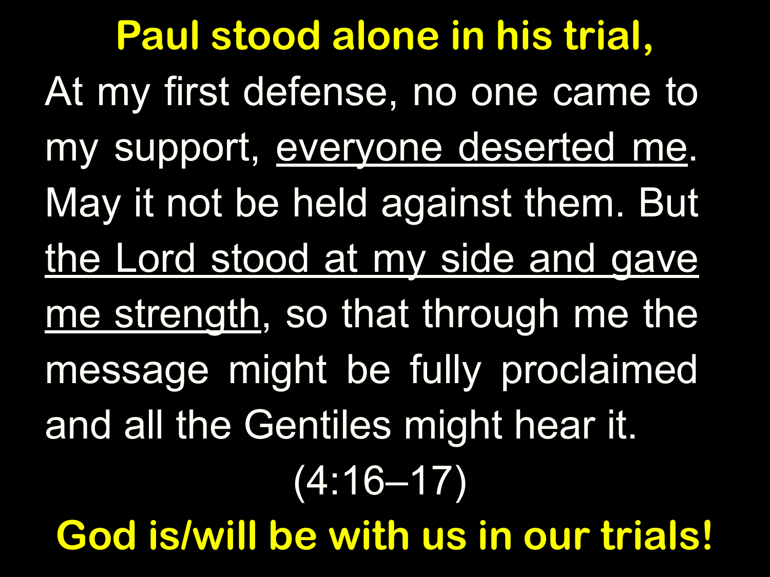**Paul stood alone in his trial,**

At my first defense, no one came to my support, <u>everyone deserted me</u>. May it not be held against them. But <u>the Lord stood at my side and gave me strength</u>, so that through me the message might be fully proclaimed and all the Gentiles might hear it.

(4:16–17)

**God is/will be with us in our trials!**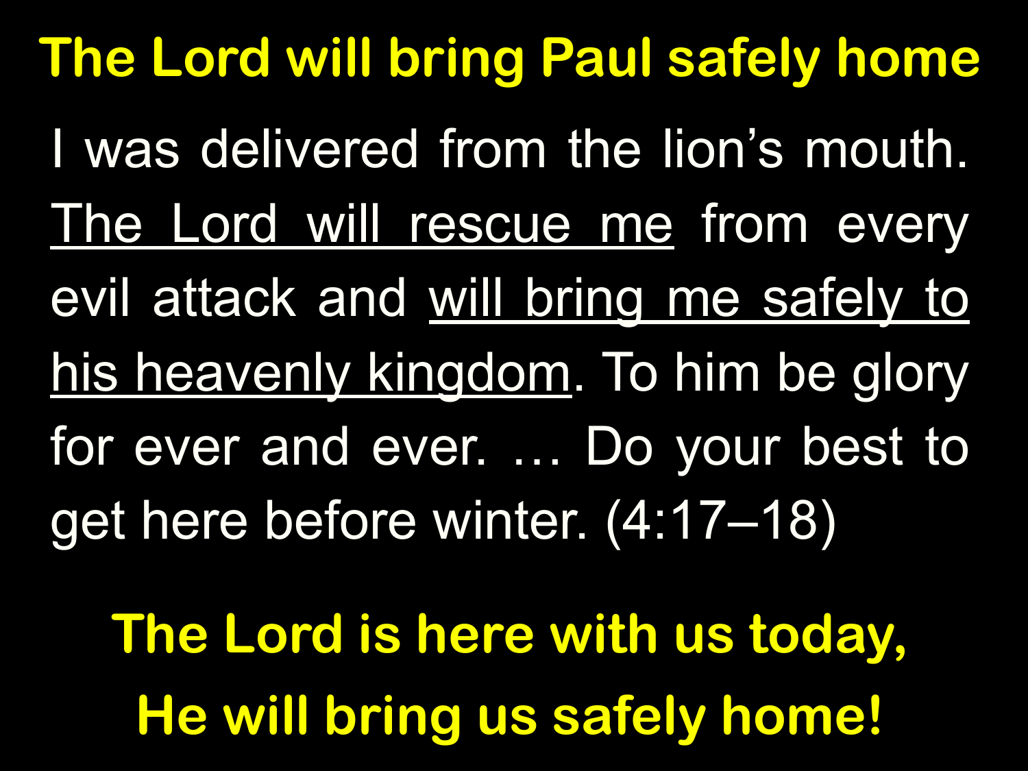# The Lord will bring Paul safely home

I was delivered from the lion's mouth. <u>The Lord will rescue me</u> from every evil attack and <u>will bring me safely to his heavenly kingdom</u>. To him be glory for ever and ever. … Do your best to get here before winter. (4:17–18)

**The Lord is here with us today,**

**He will bring us safely home!**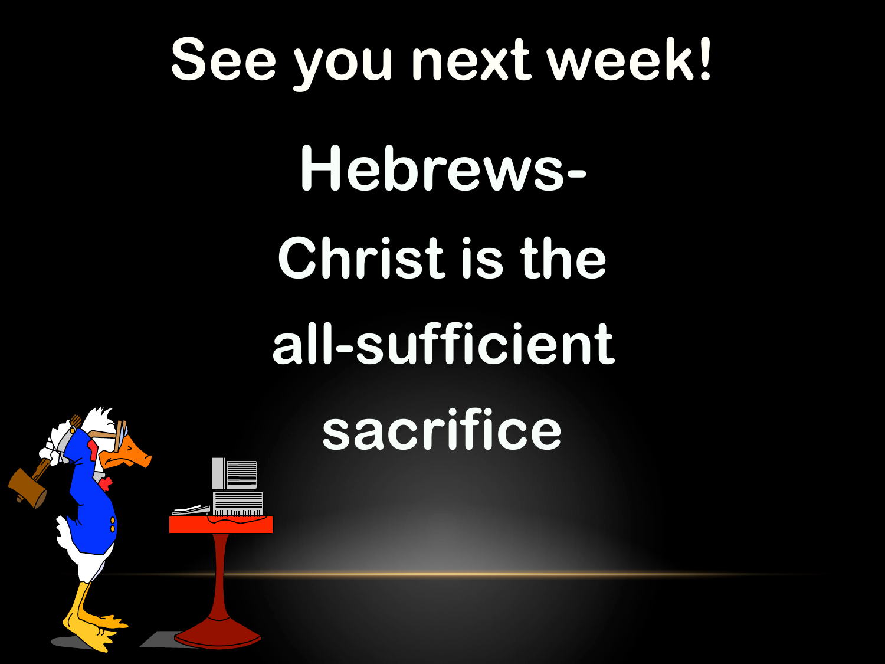# See you next week!

Hebrews-

Christ is the

all-sufficient

sacrifice